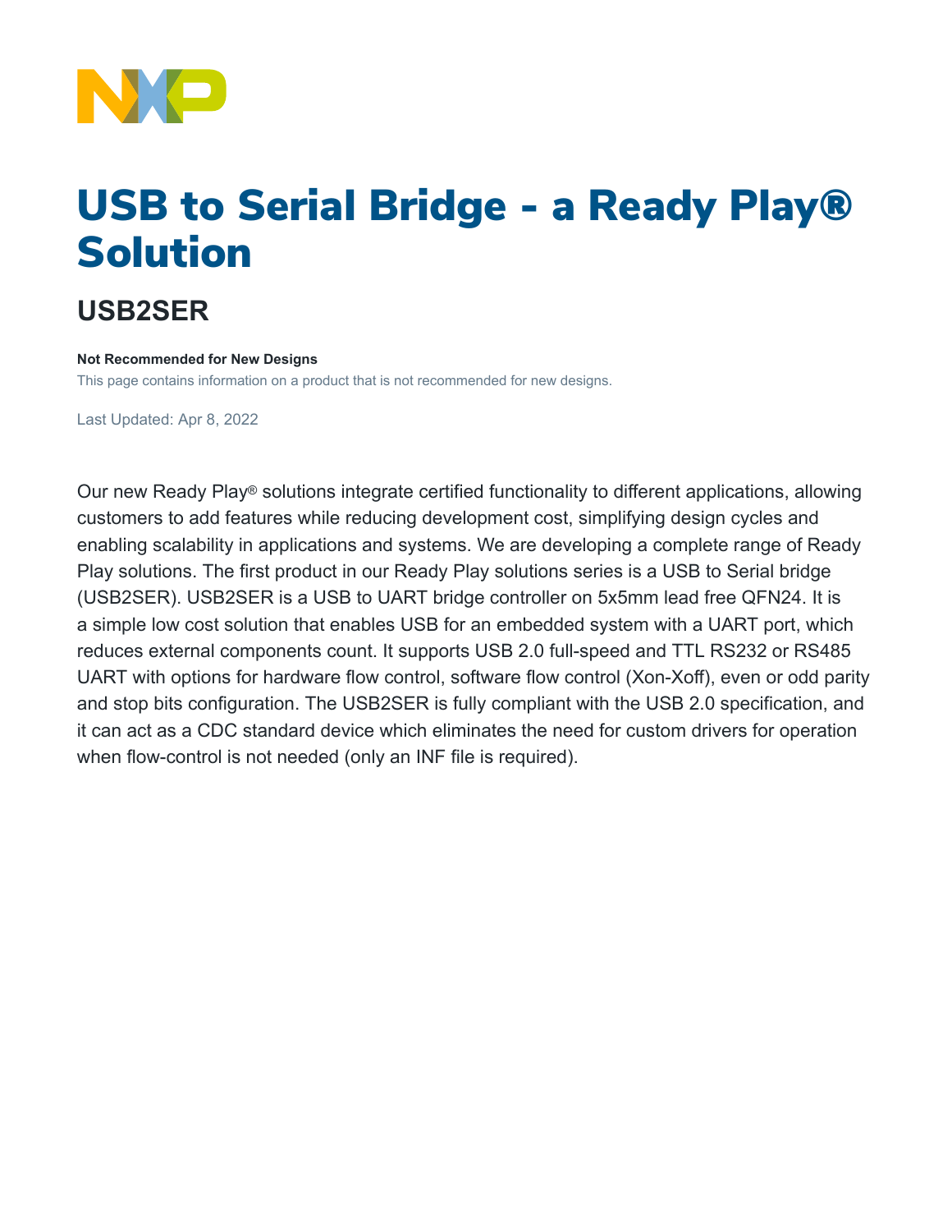# USB to Serial Bridge - a Ready Play® Solution

## USB2SER

**Not Recommended for New Designs**

This page contains information on a product that is not recommended for new designs.

Last Updated: Apr 8, 2022

Our new Ready Play® solutions integrate certified functionality to different applications, allowing customers to add features while reducing development cost, simplifying design cycles and enabling scalability in applications and systems. We are developing a complete range of Ready Play solutions. The first product in our Ready Play solutions series is a USB to Serial bridge (USB2SER). USB2SER is a USB to UART bridge controller on 5x5mm lead free QFN24. It is a simple low cost solution that enables USB for an embedded system with a UART port, which reduces external components count. It supports USB 2.0 full-speed and TTL RS232 or RS485 UART with options for hardware flow control, software flow control (Xon-Xoff), even or odd parity and stop bits configuration. The USB2SER is fully compliant with the USB 2.0 specification, and it can act as a CDC standard device which eliminates the need for custom drivers for operation when flow-control is not needed (only an INF file is required).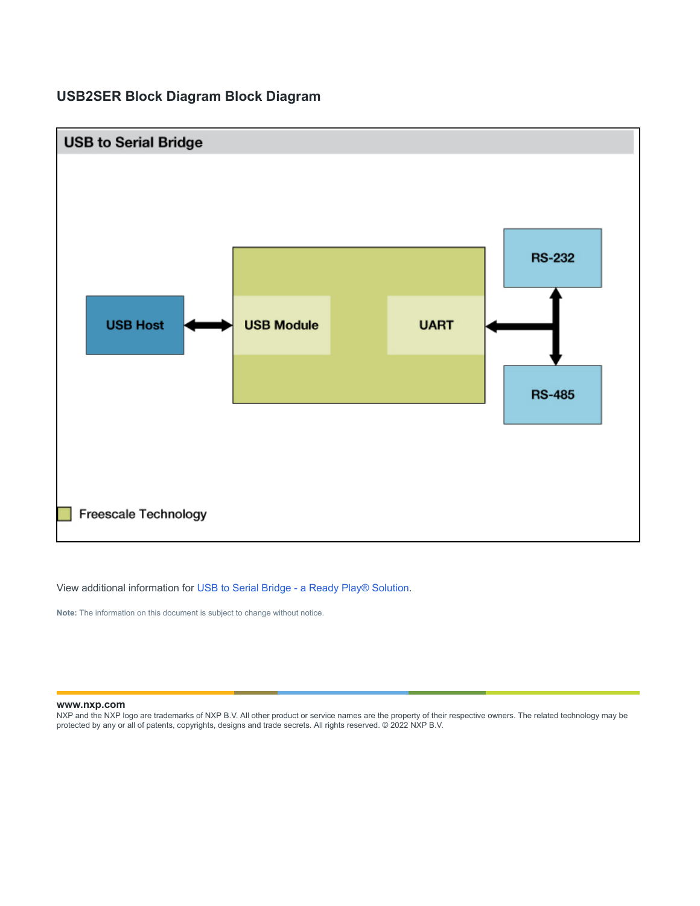## USB2SER Block Diagram Block Diagram

USB to Serial Bridge

USB Host

USB Module

UART

RS-232

RS-485

Freescale Technology

View additional information for USB to Serial Bridge - a Ready Play® Solution.

**Note:** The information on this document is subject to change without notice.

**www.nxp.com**

NXP and the NXP logo are trademarks of NXP B.V. All other product or service names are the property of their respective owners. The related technology may be protected by any or all of patents, copyrights, designs and trade secrets. All rights reserved. © 2022 NXP B.V.